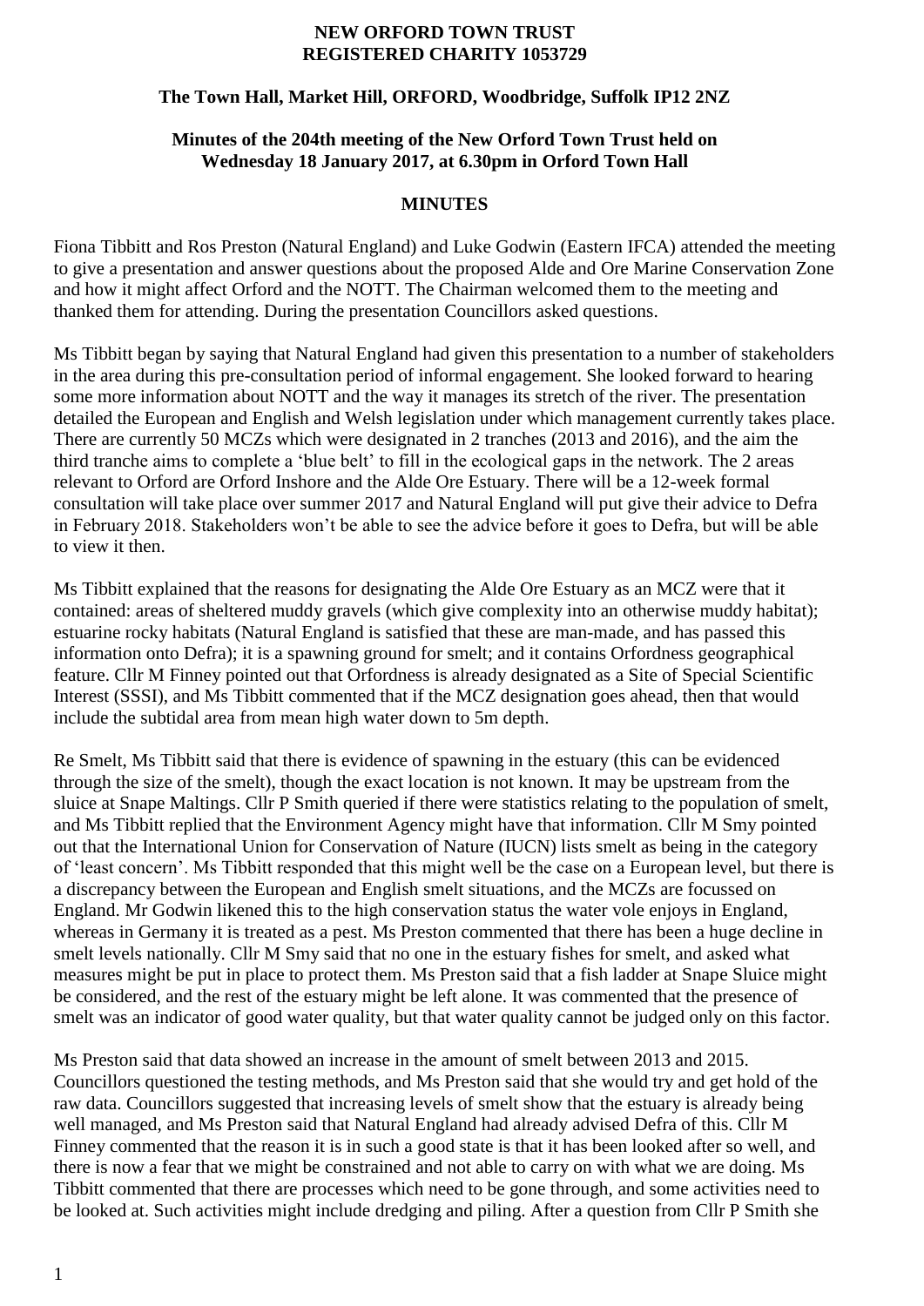**NEW ORFORD TOWN TRUST**
**REGISTERED CHARITY 1053729**

**The Town Hall, Market Hill, ORFORD, Woodbridge, Suffolk IP12 2NZ**

**Minutes of the 204th meeting of the New Orford Town Trust held on Wednesday 18 January 2017, at 6.30pm in Orford Town Hall**

**MINUTES**

Fiona Tibbitt and Ros Preston (Natural England) and Luke Godwin (Eastern IFCA) attended the meeting to give a presentation and answer questions about the proposed Alde and Ore Marine Conservation Zone and how it might affect Orford and the NOTT. The Chairman welcomed them to the meeting and thanked them for attending. During the presentation Councillors asked questions.

Ms Tibbitt began by saying that Natural England had given this presentation to a number of stakeholders in the area during this pre-consultation period of informal engagement. She looked forward to hearing some more information about NOTT and the way it manages its stretch of the river. The presentation detailed the European and English and Welsh legislation under which management currently takes place. There are currently 50 MCZs which were designated in 2 tranches (2013 and 2016), and the aim the third tranche aims to complete a 'blue belt' to fill in the ecological gaps in the network. The 2 areas relevant to Orford are Orford Inshore and the Alde Ore Estuary. There will be a 12-week formal consultation will take place over summer 2017 and Natural England will put give their advice to Defra in February 2018. Stakeholders won't be able to see the advice before it goes to Defra, but will be able to view it then.

Ms Tibbitt explained that the reasons for designating the Alde Ore Estuary as an MCZ were that it contained: areas of sheltered muddy gravels (which give complexity into an otherwise muddy habitat); estuarine rocky habitats (Natural England is satisfied that these are man-made, and has passed this information onto Defra); it is a spawning ground for smelt; and it contains Orfordness geographical feature. Cllr M Finney pointed out that Orfordness is already designated as a Site of Special Scientific Interest (SSSI), and Ms Tibbitt commented that if the MCZ designation goes ahead, then that would include the subtidal area from mean high water down to 5m depth.

Re Smelt, Ms Tibbitt said that there is evidence of spawning in the estuary (this can be evidenced through the size of the smelt), though the exact location is not known. It may be upstream from the sluice at Snape Maltings. Cllr P Smith queried if there were statistics relating to the population of smelt, and Ms Tibbitt replied that the Environment Agency might have that information. Cllr M Smy pointed out that the International Union for Conservation of Nature (IUCN) lists smelt as being in the category of 'least concern'. Ms Tibbitt responded that this might well be the case on a European level, but there is a discrepancy between the European and English smelt situations, and the MCZs are focussed on England. Mr Godwin likened this to the high conservation status the water vole enjoys in England, whereas in Germany it is treated as a pest. Ms Preston commented that there has been a huge decline in smelt levels nationally. Cllr M Smy said that no one in the estuary fishes for smelt, and asked what measures might be put in place to protect them. Ms Preston said that a fish ladder at Snape Sluice might be considered, and the rest of the estuary might be left alone. It was commented that the presence of smelt was an indicator of good water quality, but that water quality cannot be judged only on this factor.

Ms Preston said that data showed an increase in the amount of smelt between 2013 and 2015. Councillors questioned the testing methods, and Ms Preston said that she would try and get hold of the raw data. Councillors suggested that increasing levels of smelt show that the estuary is already being well managed, and Ms Preston said that Natural England had already advised Defra of this. Cllr M Finney commented that the reason it is in such a good state is that it has been looked after so well, and there is now a fear that we might be constrained and not able to carry on with what we are doing. Ms Tibbitt commented that there are processes which need to be gone through, and some activities need to be looked at. Such activities might include dredging and piling. After a question from Cllr P Smith she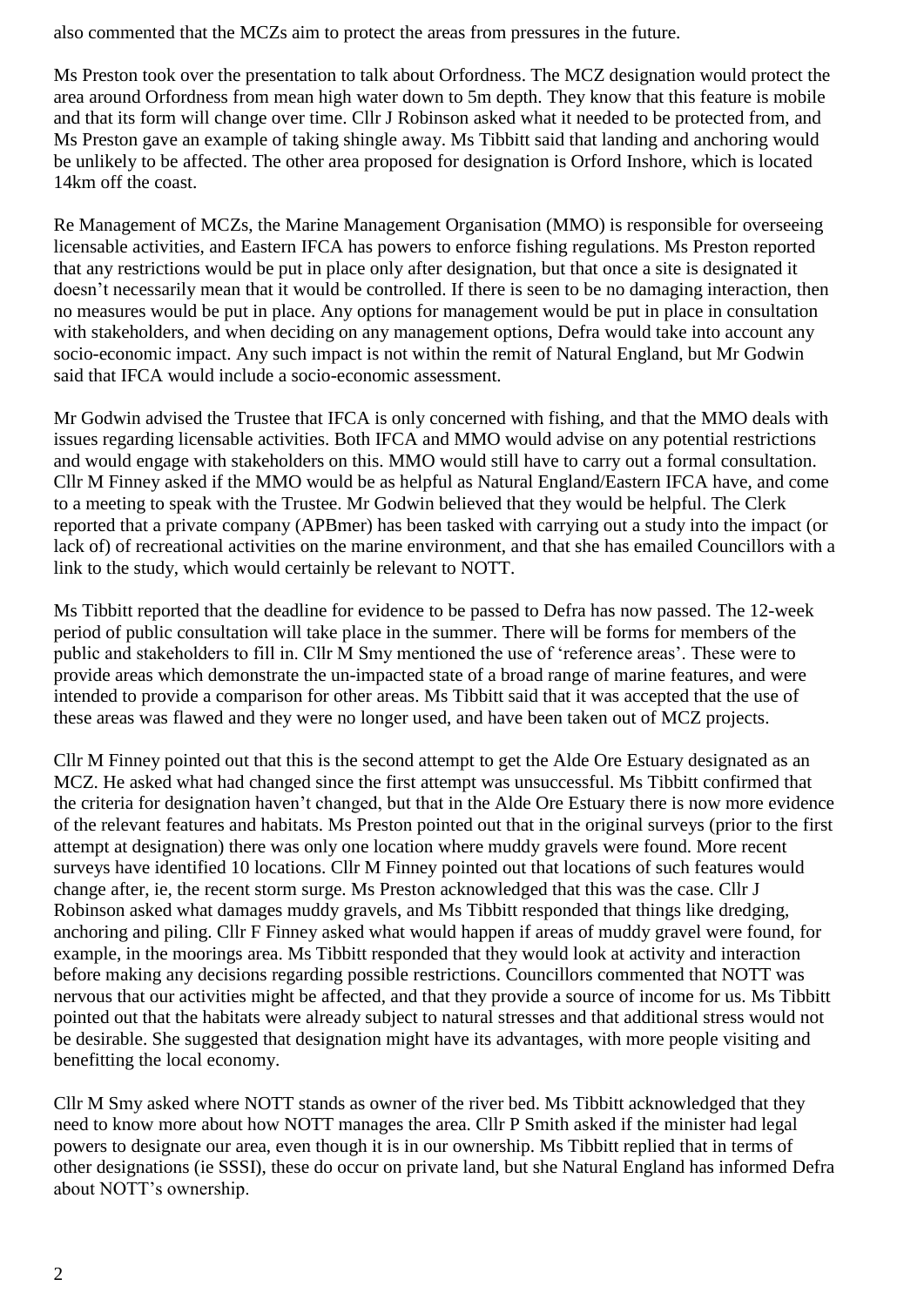also commented that the MCZs aim to protect the areas from pressures in the future.

Ms Preston took over the presentation to talk about Orfordness. The MCZ designation would protect the area around Orfordness from mean high water down to 5m depth. They know that this feature is mobile and that its form will change over time. Cllr J Robinson asked what it needed to be protected from, and Ms Preston gave an example of taking shingle away. Ms Tibbitt said that landing and anchoring would be unlikely to be affected. The other area proposed for designation is Orford Inshore, which is located 14km off the coast.

Re Management of MCZs, the Marine Management Organisation (MMO) is responsible for overseeing licensable activities, and Eastern IFCA has powers to enforce fishing regulations. Ms Preston reported that any restrictions would be put in place only after designation, but that once a site is designated it doesn't necessarily mean that it would be controlled. If there is seen to be no damaging interaction, then no measures would be put in place. Any options for management would be put in place in consultation with stakeholders, and when deciding on any management options, Defra would take into account any socio-economic impact. Any such impact is not within the remit of Natural England, but Mr Godwin said that IFCA would include a socio-economic assessment.

Mr Godwin advised the Trustee that IFCA is only concerned with fishing, and that the MMO deals with issues regarding licensable activities. Both IFCA and MMO would advise on any potential restrictions and would engage with stakeholders on this. MMO would still have to carry out a formal consultation. Cllr M Finney asked if the MMO would be as helpful as Natural England/Eastern IFCA have, and come to a meeting to speak with the Trustee. Mr Godwin believed that they would be helpful. The Clerk reported that a private company (APBmer) has been tasked with carrying out a study into the impact (or lack of) of recreational activities on the marine environment, and that she has emailed Councillors with a link to the study, which would certainly be relevant to NOTT.

Ms Tibbitt reported that the deadline for evidence to be passed to Defra has now passed. The 12-week period of public consultation will take place in the summer. There will be forms for members of the public and stakeholders to fill in. Cllr M Smy mentioned the use of 'reference areas'. These were to provide areas which demonstrate the un-impacted state of a broad range of marine features, and were intended to provide a comparison for other areas. Ms Tibbitt said that it was accepted that the use of these areas was flawed and they were no longer used, and have been taken out of MCZ projects.

Cllr M Finney pointed out that this is the second attempt to get the Alde Ore Estuary designated as an MCZ. He asked what had changed since the first attempt was unsuccessful. Ms Tibbitt confirmed that the criteria for designation haven't changed, but that in the Alde Ore Estuary there is now more evidence of the relevant features and habitats. Ms Preston pointed out that in the original surveys (prior to the first attempt at designation) there was only one location where muddy gravels were found. More recent surveys have identified 10 locations. Cllr M Finney pointed out that locations of such features would change after, ie, the recent storm surge. Ms Preston acknowledged that this was the case. Cllr J Robinson asked what damages muddy gravels, and Ms Tibbitt responded that things like dredging, anchoring and piling. Cllr F Finney asked what would happen if areas of muddy gravel were found, for example, in the moorings area. Ms Tibbitt responded that they would look at activity and interaction before making any decisions regarding possible restrictions. Councillors commented that NOTT was nervous that our activities might be affected, and that they provide a source of income for us. Ms Tibbitt pointed out that the habitats were already subject to natural stresses and that additional stress would not be desirable. She suggested that designation might have its advantages, with more people visiting and benefitting the local economy.

Cllr M Smy asked where NOTT stands as owner of the river bed. Ms Tibbitt acknowledged that they need to know more about how NOTT manages the area. Cllr P Smith asked if the minister had legal powers to designate our area, even though it is in our ownership. Ms Tibbitt replied that in terms of other designations (ie SSSI), these do occur on private land, but she Natural England has informed Defra about NOTT's ownership.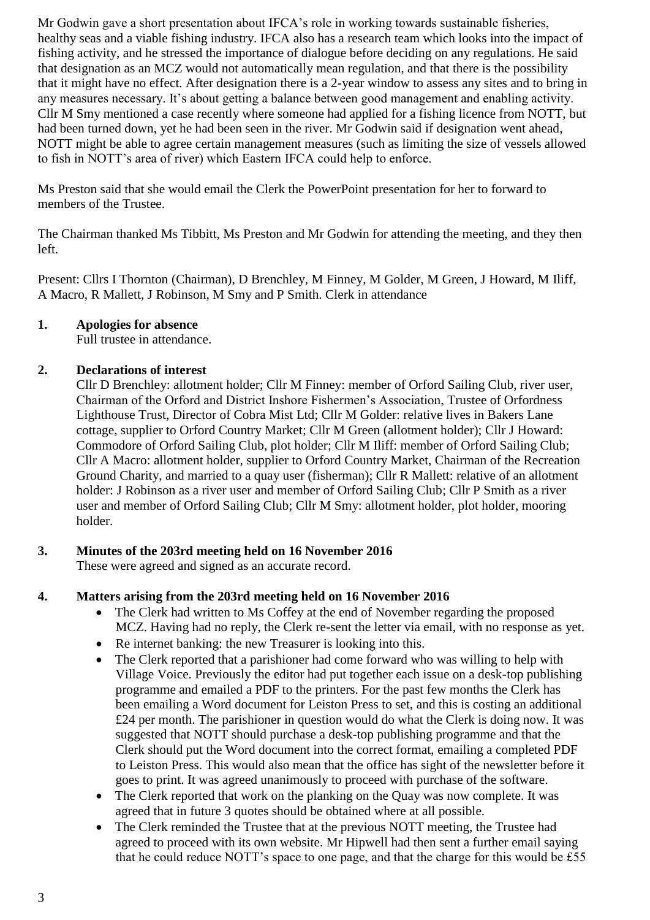Mr Godwin gave a short presentation about IFCA's role in working towards sustainable fisheries, healthy seas and a viable fishing industry. IFCA also has a research team which looks into the impact of fishing activity, and he stressed the importance of dialogue before deciding on any regulations. He said that designation as an MCZ would not automatically mean regulation, and that there is the possibility that it might have no effect. After designation there is a 2-year window to assess any sites and to bring in any measures necessary. It's about getting a balance between good management and enabling activity. Cllr M Smy mentioned a case recently where someone had applied for a fishing licence from NOTT, but had been turned down, yet he had been seen in the river. Mr Godwin said if designation went ahead, NOTT might be able to agree certain management measures (such as limiting the size of vessels allowed to fish in NOTT's area of river) which Eastern IFCA could help to enforce.

Ms Preston said that she would email the Clerk the PowerPoint presentation for her to forward to members of the Trustee.

The Chairman thanked Ms Tibbitt, Ms Preston and Mr Godwin for attending the meeting, and they then left.

Present: Cllrs I Thornton (Chairman), D Brenchley, M Finney, M Golder, M Green, J Howard, M Iliff, A Macro, R Mallett, J Robinson, M Smy and P Smith. Clerk in attendance

**1. Apologies for absence**

Full trustee in attendance.

**2. Declarations of interest**

Cllr D Brenchley: allotment holder; Cllr M Finney: member of Orford Sailing Club, river user, Chairman of the Orford and District Inshore Fishermen's Association, Trustee of Orfordness Lighthouse Trust, Director of Cobra Mist Ltd; Cllr M Golder: relative lives in Bakers Lane cottage, supplier to Orford Country Market; Cllr M Green (allotment holder); Cllr J Howard: Commodore of Orford Sailing Club, plot holder; Cllr M Iliff: member of Orford Sailing Club; Cllr A Macro: allotment holder, supplier to Orford Country Market, Chairman of the Recreation Ground Charity, and married to a quay user (fisherman); Cllr R Mallett: relative of an allotment holder: J Robinson as a river user and member of Orford Sailing Club; Cllr P Smith as a river user and member of Orford Sailing Club; Cllr M Smy: allotment holder, plot holder, mooring holder.

**3. Minutes of the 203rd meeting held on 16 November 2016**

These were agreed and signed as an accurate record.

**4. Matters arising from the 203rd meeting held on 16 November 2016**

- The Clerk had written to Ms Coffey at the end of November regarding the proposed MCZ. Having had no reply, the Clerk re-sent the letter via email, with no response as yet.
- Re internet banking: the new Treasurer is looking into this.
- The Clerk reported that a parishioner had come forward who was willing to help with Village Voice. Previously the editor had put together each issue on a desk-top publishing programme and emailed a PDF to the printers. For the past few months the Clerk has been emailing a Word document for Leiston Press to set, and this is costing an additional £24 per month. The parishioner in question would do what the Clerk is doing now. It was suggested that NOTT should purchase a desk-top publishing programme and that the Clerk should put the Word document into the correct format, emailing a completed PDF to Leiston Press. This would also mean that the office has sight of the newsletter before it goes to print. It was agreed unanimously to proceed with purchase of the software.
- The Clerk reported that work on the planking on the Quay was now complete. It was agreed that in future 3 quotes should be obtained where at all possible.
- The Clerk reminded the Trustee that at the previous NOTT meeting, the Trustee had agreed to proceed with its own website. Mr Hipwell had then sent a further email saying that he could reduce NOTT's space to one page, and that the charge for this would be £55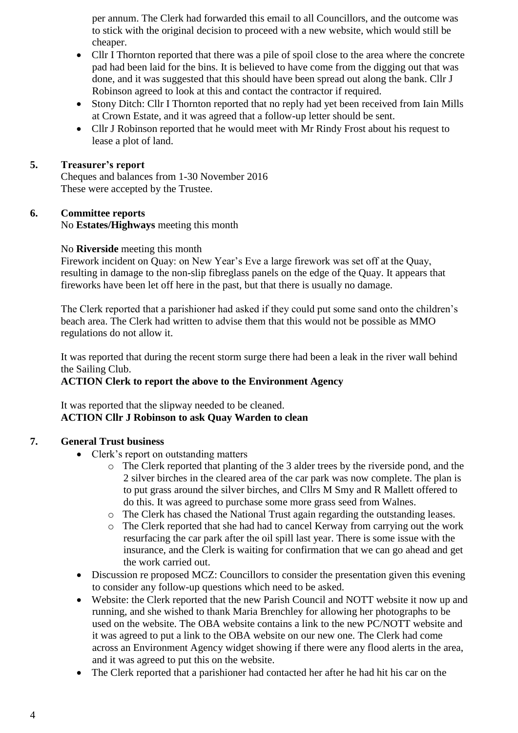per annum. The Clerk had forwarded this email to all Councillors, and the outcome was to stick with the original decision to proceed with a new website, which would still be cheaper.

- Cllr I Thornton reported that there was a pile of spoil close to the area where the concrete pad had been laid for the bins. It is believed to have come from the digging out that was done, and it was suggested that this should have been spread out along the bank. Cllr J Robinson agreed to look at this and contact the contractor if required.
- Stony Ditch: Cllr I Thornton reported that no reply had yet been received from Iain Mills at Crown Estate, and it was agreed that a follow-up letter should be sent.
- Cllr J Robinson reported that he would meet with Mr Rindy Frost about his request to lease a plot of land.

**5. Treasurer's report**

Cheques and balances from 1-30 November 2016
These were accepted by the Trustee.

**6. Committee reports**

No **Estates/Highways** meeting this month

No **Riverside** meeting this month
Firework incident on Quay: on New Year's Eve a large firework was set off at the Quay, resulting in damage to the non-slip fibreglass panels on the edge of the Quay. It appears that fireworks have been let off here in the past, but that there is usually no damage.

The Clerk reported that a parishioner had asked if they could put some sand onto the children's beach area. The Clerk had written to advise them that this would not be possible as MMO regulations do not allow it.

It was reported that during the recent storm surge there had been a leak in the river wall behind the Sailing Club.
**ACTION Clerk to report the above to the Environment Agency**

It was reported that the slipway needed to be cleaned.
**ACTION Cllr J Robinson to ask Quay Warden to clean**

**7. General Trust business**

- Clerk's report on outstanding matters
  - The Clerk reported that planting of the 3 alder trees by the riverside pond, and the 2 silver birches in the cleared area of the car park was now complete. The plan is to put grass around the silver birches, and Cllrs M Smy and R Mallett offered to do this. It was agreed to purchase some more grass seed from Walnes.
  - The Clerk has chased the National Trust again regarding the outstanding leases.
  - The Clerk reported that she had had to cancel Kerway from carrying out the work resurfacing the car park after the oil spill last year. There is some issue with the insurance, and the Clerk is waiting for confirmation that we can go ahead and get the work carried out.
- Discussion re proposed MCZ: Councillors to consider the presentation given this evening to consider any follow-up questions which need to be asked.
- Website: the Clerk reported that the new Parish Council and NOTT website it now up and running, and she wished to thank Maria Brenchley for allowing her photographs to be used on the website. The OBA website contains a link to the new PC/NOTT website and it was agreed to put a link to the OBA website on our new one. The Clerk had come across an Environment Agency widget showing if there were any flood alerts in the area, and it was agreed to put this on the website.
- The Clerk reported that a parishioner had contacted her after he had hit his car on the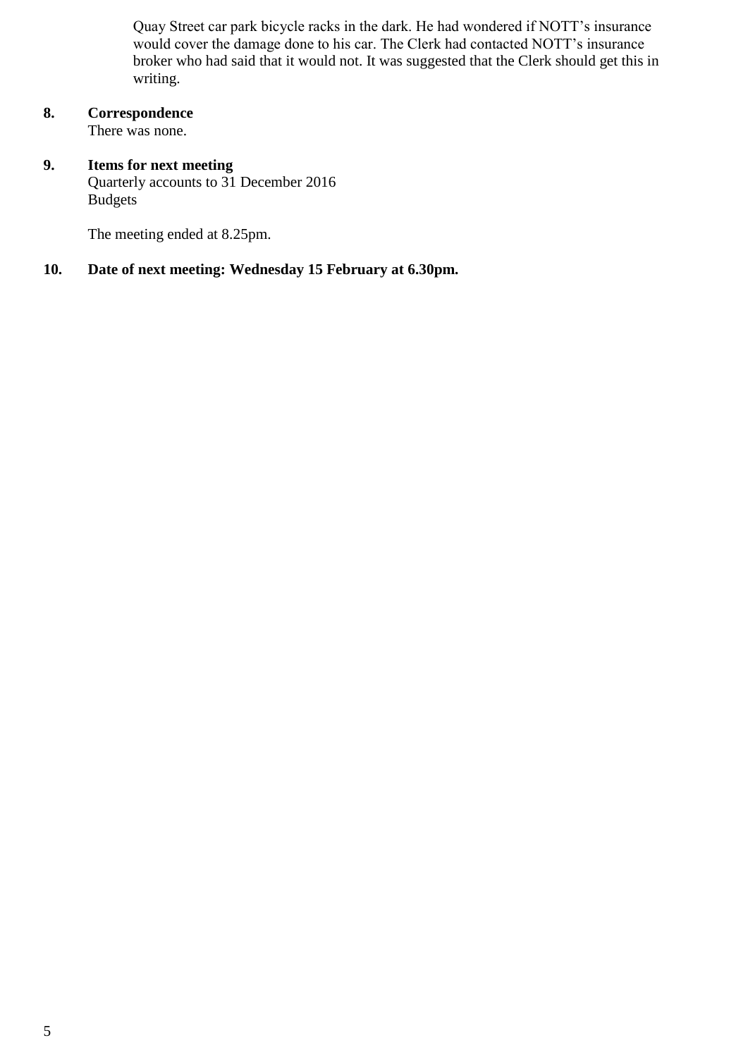Quay Street car park bicycle racks in the dark. He had wondered if NOTT's insurance would cover the damage done to his car. The Clerk had contacted NOTT's insurance broker who had said that it would not. It was suggested that the Clerk should get this in writing.

**8. Correspondence**

There was none.

**9. Items for next meeting**

Quarterly accounts to 31 December 2016
Budgets

The meeting ended at 8.25pm.

**10. Date of next meeting: Wednesday 15 February at 6.30pm.**